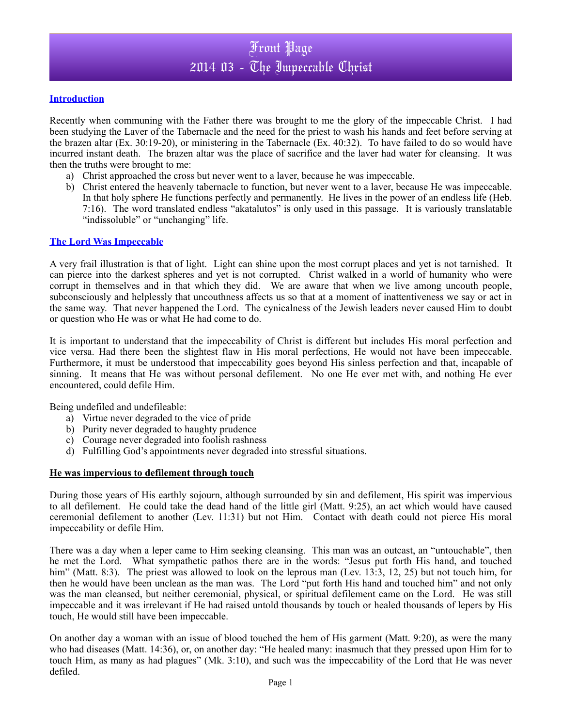# Front Page
# 2014 03 - The Impeccable Christ

## Introduction

Recently when communing with the Father there was brought to me the glory of the impeccable Christ. I had been studying the Laver of the Tabernacle and the need for the priest to wash his hands and feet before serving at the brazen altar (Ex. 30:19-20), or ministering in the Tabernacle (Ex. 40:32). To have failed to do so would have incurred instant death. The brazen altar was the place of sacrifice and the laver had water for cleansing. It was then the truths were brought to me:

a) Christ approached the cross but never went to a laver, because he was impeccable.
b) Christ entered the heavenly tabernacle to function, but never went to a laver, because He was impeccable. In that holy sphere He functions perfectly and permanently. He lives in the power of an endless life (Heb. 7:16). The word translated endless "akatalutos" is only used in this passage. It is variously translatable "indissoluble" or "unchanging" life.

## The Lord Was Impeccable

A very frail illustration is that of light. Light can shine upon the most corrupt places and yet is not tarnished. It can pierce into the darkest spheres and yet is not corrupted. Christ walked in a world of humanity who were corrupt in themselves and in that which they did. We are aware that when we live among uncouth people, subconsciously and helplessly that uncouthness affects us so that at a moment of inattentiveness we say or act in the same way. That never happened the Lord. The cynicalness of the Jewish leaders never caused Him to doubt or question who He was or what He had come to do.

It is important to understand that the impeccability of Christ is different but includes His moral perfection and vice versa. Had there been the slightest flaw in His moral perfections, He would not have been impeccable. Furthermore, it must be understood that impeccability goes beyond His sinless perfection and that, incapable of sinning. It means that He was without personal defilement. No one He ever met with, and nothing He ever encountered, could defile Him.

Being undefiled and undefileable:

a) Virtue never degraded to the vice of pride
b) Purity never degraded to haughty prudence
c) Courage never degraded into foolish rashness
d) Fulfilling God's appointments never degraded into stressful situations.

### He was impervious to defilement through touch

During those years of His earthly sojourn, although surrounded by sin and defilement, His spirit was impervious to all defilement. He could take the dead hand of the little girl (Matt. 9:25), an act which would have caused ceremonial defilement to another (Lev. 11:31) but not Him. Contact with death could not pierce His moral impeccability or defile Him.

There was a day when a leper came to Him seeking cleansing. This man was an outcast, an "untouchable", then he met the Lord. What sympathetic pathos there are in the words: "Jesus put forth His hand, and touched him" (Matt. 8:3). The priest was allowed to look on the leprous man (Lev. 13:3, 12, 25) but not touch him, for then he would have been unclean as the man was. The Lord "put forth His hand and touched him" and not only was the man cleansed, but neither ceremonial, physical, or spiritual defilement came on the Lord. He was still impeccable and it was irrelevant if He had raised untold thousands by touch or healed thousands of lepers by His touch, He would still have been impeccable.

On another day a woman with an issue of blood touched the hem of His garment (Matt. 9:20), as were the many who had diseases (Matt. 14:36), or, on another day: "He healed many: inasmuch that they pressed upon Him for to touch Him, as many as had plagues" (Mk. 3:10), and such was the impeccability of the Lord that He was never defiled.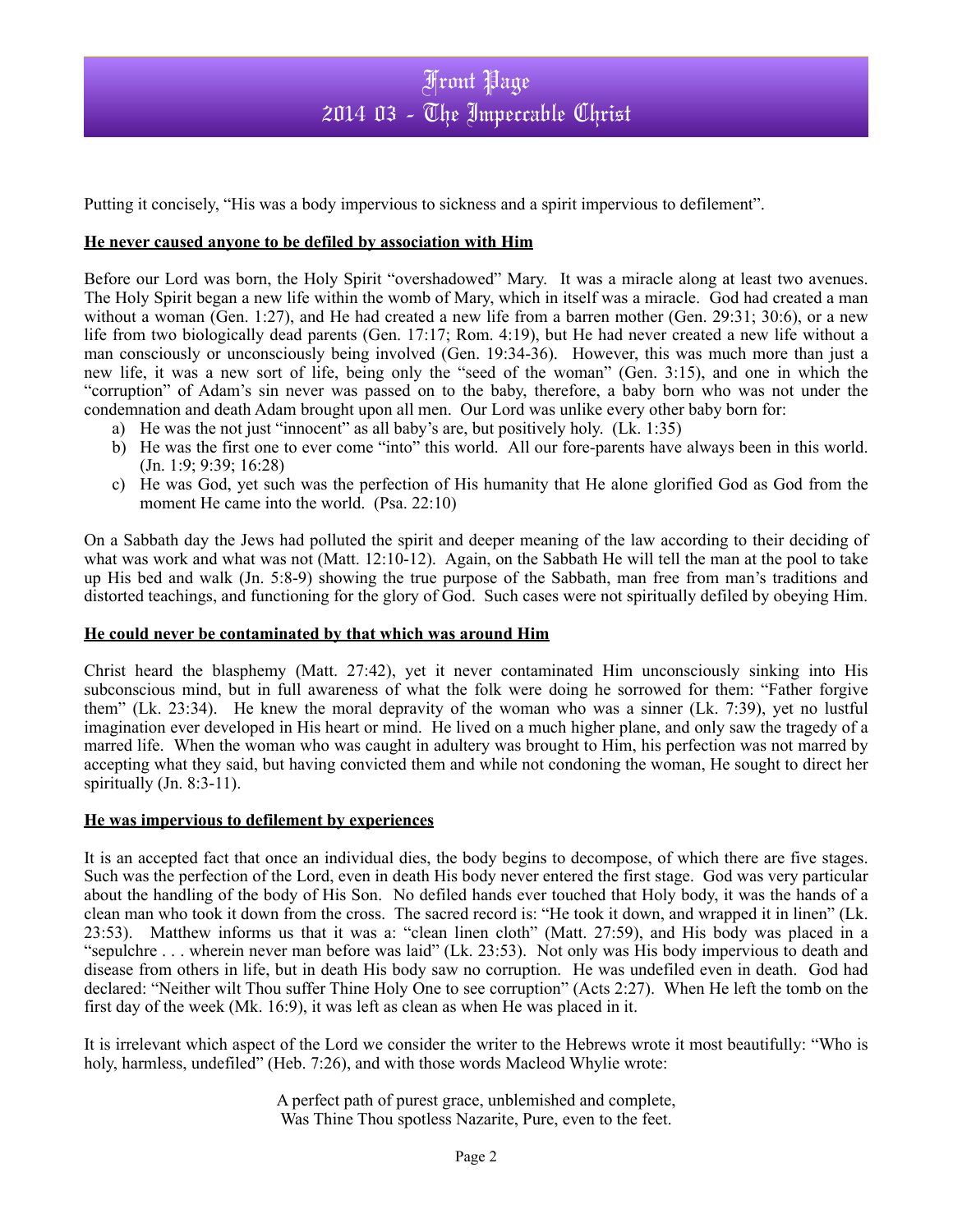Putting it concisely, "His was a body impervious to sickness and a spirit impervious to defilement".

**He never caused anyone to be defiled by association with Him**

Before our Lord was born, the Holy Spirit "overshadowed" Mary. It was a miracle along at least two avenues. The Holy Spirit began a new life within the womb of Mary, which in itself was a miracle. God had created a man without a woman (Gen. 1:27), and He had created a new life from a barren mother (Gen. 29:31; 30:6), or a new life from two biologically dead parents (Gen. 17:17; Rom. 4:19), but He had never created a new life without a man consciously or unconsciously being involved (Gen. 19:34-36). However, this was much more than just a new life, it was a new sort of life, being only the "seed of the woman" (Gen. 3:15), and one in which the "corruption" of Adam's sin never was passed on to the baby, therefore, a baby born who was not under the condemnation and death Adam brought upon all men. Our Lord was unlike every other baby born for:

a) He was the not just "innocent" as all baby's are, but positively holy. (Lk. 1:35)
b) He was the first one to ever come "into" this world. All our fore-parents have always been in this world. (Jn. 1:9; 9:39; 16:28)
c) He was God, yet such was the perfection of His humanity that He alone glorified God as God from the moment He came into the world. (Psa. 22:10)

On a Sabbath day the Jews had polluted the spirit and deeper meaning of the law according to their deciding of what was work and what was not (Matt. 12:10-12). Again, on the Sabbath He will tell the man at the pool to take up His bed and walk (Jn. 5:8-9) showing the true purpose of the Sabbath, man free from man's traditions and distorted teachings, and functioning for the glory of God. Such cases were not spiritually defiled by obeying Him.

**He could never be contaminated by that which was around Him**

Christ heard the blasphemy (Matt. 27:42), yet it never contaminated Him unconsciously sinking into His subconscious mind, but in full awareness of what the folk were doing he sorrowed for them: "Father forgive them" (Lk. 23:34). He knew the moral depravity of the woman who was a sinner (Lk. 7:39), yet no lustful imagination ever developed in His heart or mind. He lived on a much higher plane, and only saw the tragedy of a marred life. When the woman who was caught in adultery was brought to Him, his perfection was not marred by accepting what they said, but having convicted them and while not condoning the woman, He sought to direct her spiritually (Jn. 8:3-11).

**He was impervious to defilement by experiences**

It is an accepted fact that once an individual dies, the body begins to decompose, of which there are five stages. Such was the perfection of the Lord, even in death His body never entered the first stage. God was very particular about the handling of the body of His Son. No defiled hands ever touched that Holy body, it was the hands of a clean man who took it down from the cross. The sacred record is: "He took it down, and wrapped it in linen" (Lk. 23:53). Matthew informs us that it was a: "clean linen cloth" (Matt. 27:59), and His body was placed in a "sepulchre . . . wherein never man before was laid" (Lk. 23:53). Not only was His body impervious to death and disease from others in life, but in death His body saw no corruption. He was undefiled even in death. God had declared: "Neither wilt Thou suffer Thine Holy One to see corruption" (Acts 2:27). When He left the tomb on the first day of the week (Mk. 16:9), it was left as clean as when He was placed in it.

It is irrelevant which aspect of the Lord we consider the writer to the Hebrews wrote it most beautifully: "Who is holy, harmless, undefiled" (Heb. 7:26), and with those words Macleod Whylie wrote:

> A perfect path of purest grace, unblemished and complete,
> Was Thine Thou spotless Nazarite, Pure, even to the feet.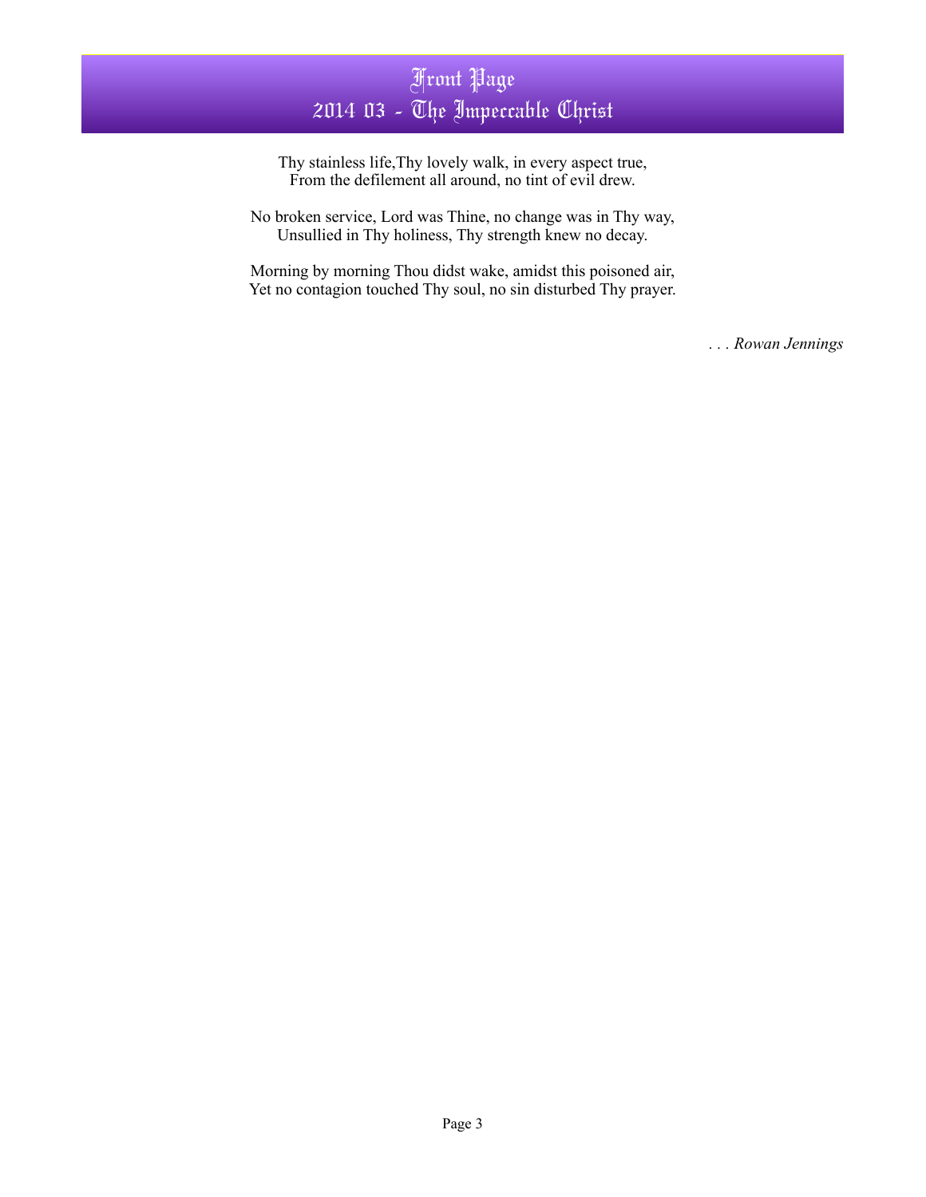# Front Page
# 2014 03 - The Impeccable Christ

Thy stainless life,Thy lovely walk, in every aspect true,
From the defilement all around, no tint of evil drew.

No broken service, Lord was Thine, no change was in Thy way,
Unsullied in Thy holiness, Thy strength knew no decay.

Morning by morning Thou didst wake, amidst this poisoned air,
Yet no contagion touched Thy soul, no sin disturbed Thy prayer.

. . . *Rowan Jennings*